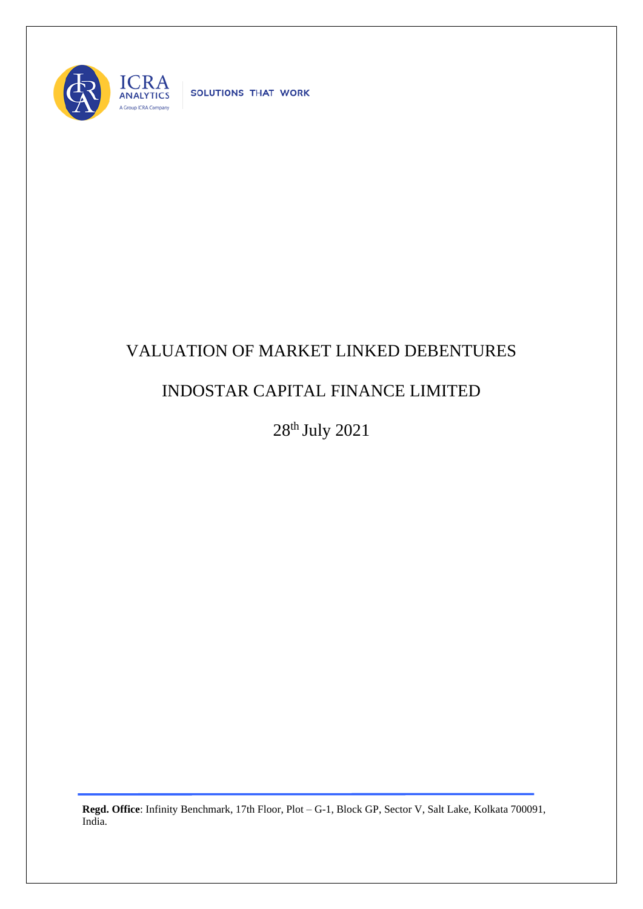ICRA ANALYTICS
A Group ICRA Company

SOLUTIONS THAT WORK

# VALUATION OF MARKET LINKED DEBENTURES

# INDOSTAR CAPITAL FINANCE LIMITED

28th July 2021

**Regd. Office**: Infinity Benchmark, 17th Floor, Plot – G-1, Block GP, Sector V, Salt Lake, Kolkata 700091, India.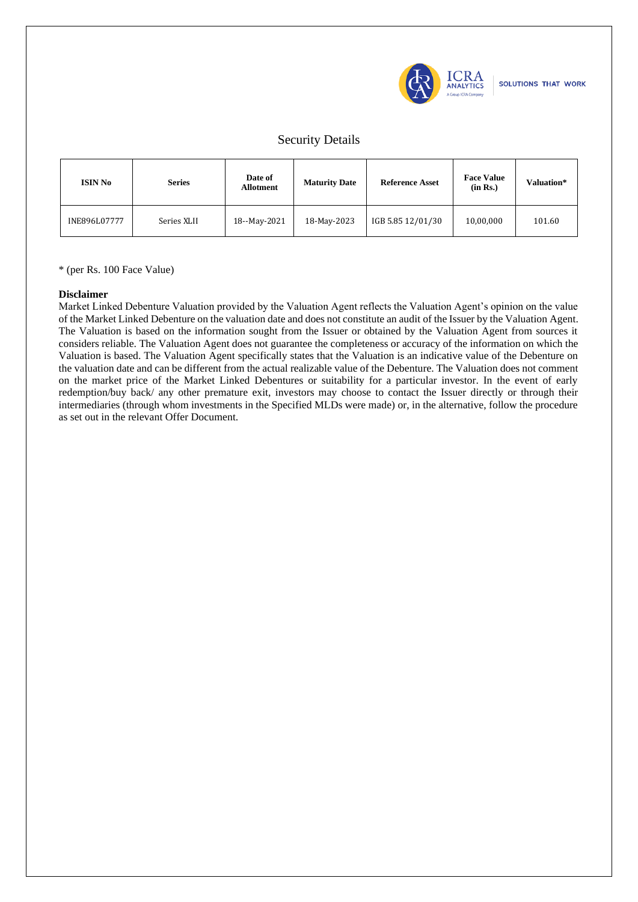## Security Details

| ISIN No | Series | Date of Allotment | Maturity Date | Reference Asset | Face Value (in Rs.) | Valuation* |
|---|---|---|---|---|---|---|
| INE896L07777 | Series XLII | 18--May-2021 | 18-May-2023 | IGB 5.85 12/01/30 | 10,00,000 | 101.60 |

* (per Rs. 100 Face Value)

**Disclaimer**

Market Linked Debenture Valuation provided by the Valuation Agent reflects the Valuation Agent's opinion on the value of the Market Linked Debenture on the valuation date and does not constitute an audit of the Issuer by the Valuation Agent. The Valuation is based on the information sought from the Issuer or obtained by the Valuation Agent from sources it considers reliable. The Valuation Agent does not guarantee the completeness or accuracy of the information on which the Valuation is based. The Valuation Agent specifically states that the Valuation is an indicative value of the Debenture on the valuation date and can be different from the actual realizable value of the Debenture. The Valuation does not comment on the market price of the Market Linked Debentures or suitability for a particular investor. In the event of early redemption/buy back/ any other premature exit, investors may choose to contact the Issuer directly or through their intermediaries (through whom investments in the Specified MLDs were made) or, in the alternative, follow the procedure as set out in the relevant Offer Document.